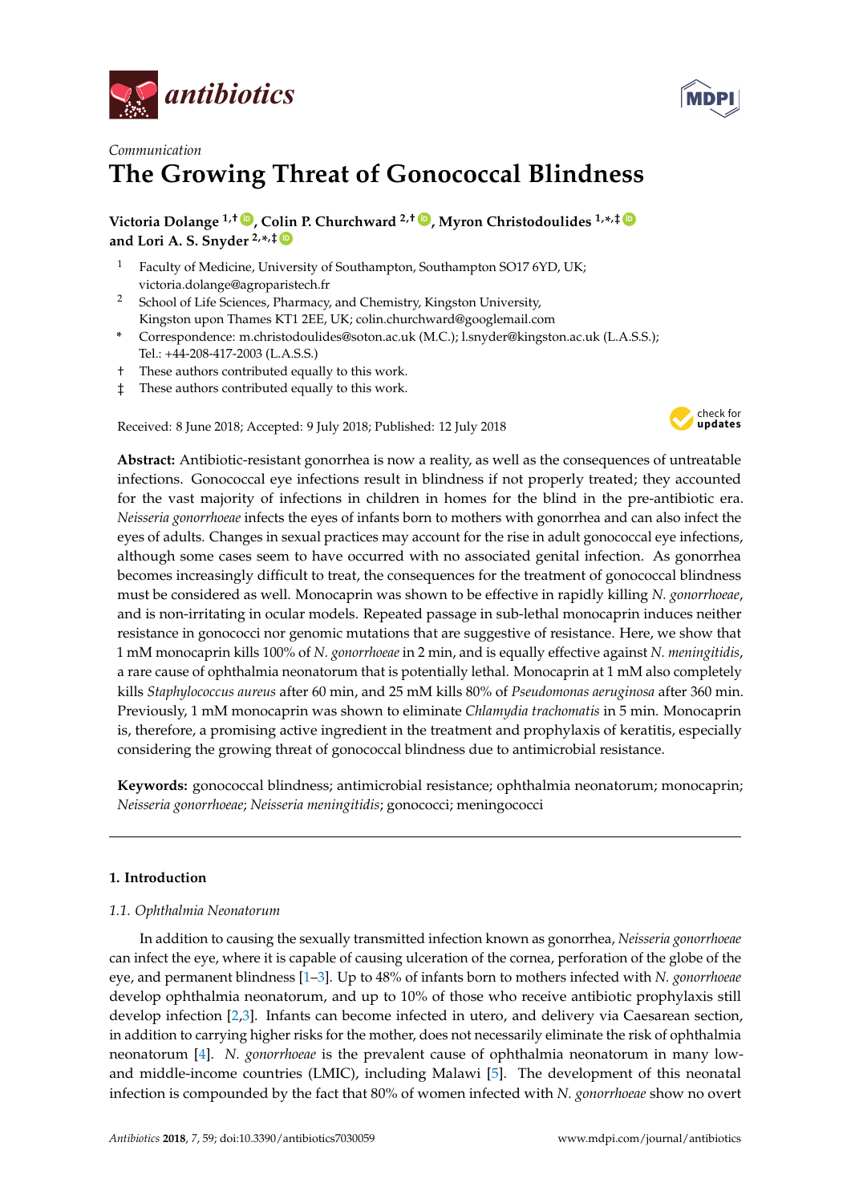*Communication*

# The Growing Threat of Gonococcal Blindness

**Victoria Dolange [1,†], Colin P. Churchward [2,†], Myron Christodoulides [1,*,‡] and Lori A. S. Snyder [2,*,‡]**

[1] Faculty of Medicine, University of Southampton, Southampton SO17 6YD, UK; victoria.dolange@agroparistech.fr

[2] School of Life Sciences, Pharmacy, and Chemistry, Kingston University, Kingston upon Thames KT1 2EE, UK; colin.churchward@googlemail.com

\* Correspondence: m.christodoulides@soton.ac.uk (M.C.); l.snyder@kingston.ac.uk (L.A.S.S.); Tel.: +44-208-417-2003 (L.A.S.S.)

† These authors contributed equally to this work.

‡ These authors contributed equally to this work.

Received: 8 June 2018; Accepted: 9 July 2018; Published: 12 July 2018

**Abstract:** Antibiotic-resistant gonorrhea is now a reality, as well as the consequences of untreatable infections. Gonococcal eye infections result in blindness if not properly treated; they accounted for the vast majority of infections in children in homes for the blind in the pre-antibiotic era. *Neisseria gonorrhoeae* infects the eyes of infants born to mothers with gonorrhea and can also infect the eyes of adults. Changes in sexual practices may account for the rise in adult gonococcal eye infections, although some cases seem to have occurred with no associated genital infection. As gonorrhea becomes increasingly difficult to treat, the consequences for the treatment of gonococcal blindness must be considered as well. Monocaprin was shown to be effective in rapidly killing *N. gonorrhoeae*, and is non-irritating in ocular models. Repeated passage in sub-lethal monocaprin induces neither resistance in gonococci nor genomic mutations that are suggestive of resistance. Here, we show that 1 mM monocaprin kills 100% of *N. gonorrhoeae* in 2 min, and is equally effective against *N. meningitidis*, a rare cause of ophthalmia neonatorum that is potentially lethal. Monocaprin at 1 mM also completely kills *Staphylococcus aureus* after 60 min, and 25 mM kills 80% of *Pseudomonas aeruginosa* after 360 min. Previously, 1 mM monocaprin was shown to eliminate *Chlamydia trachomatis* in 5 min. Monocaprin is, therefore, a promising active ingredient in the treatment and prophylaxis of keratitis, especially considering the growing threat of gonococcal blindness due to antimicrobial resistance.

**Keywords:** gonococcal blindness; antimicrobial resistance; ophthalmia neonatorum; monocaprin; *Neisseria gonorrhoeae*; *Neisseria meningitidis*; gonococci; meningococci

## 1. Introduction

### 1.1. Ophthalmia Neonatorum

In addition to causing the sexually transmitted infection known as gonorrhea, *Neisseria gonorrhoeae* can infect the eye, where it is capable of causing ulceration of the cornea, perforation of the globe of the eye, and permanent blindness [1–3]. Up to 48% of infants born to mothers infected with *N. gonorrhoeae* develop ophthalmia neonatorum, and up to 10% of those who receive antibiotic prophylaxis still develop infection [2,3]. Infants can become infected in utero, and delivery via Caesarean section, in addition to carrying higher risks for the mother, does not necessarily eliminate the risk of ophthalmia neonatorum [4]. *N. gonorrhoeae* is the prevalent cause of ophthalmia neonatorum in many low- and middle-income countries (LMIC), including Malawi [5]. The development of this neonatal infection is compounded by the fact that 80% of women infected with *N. gonorrhoeae* show no overt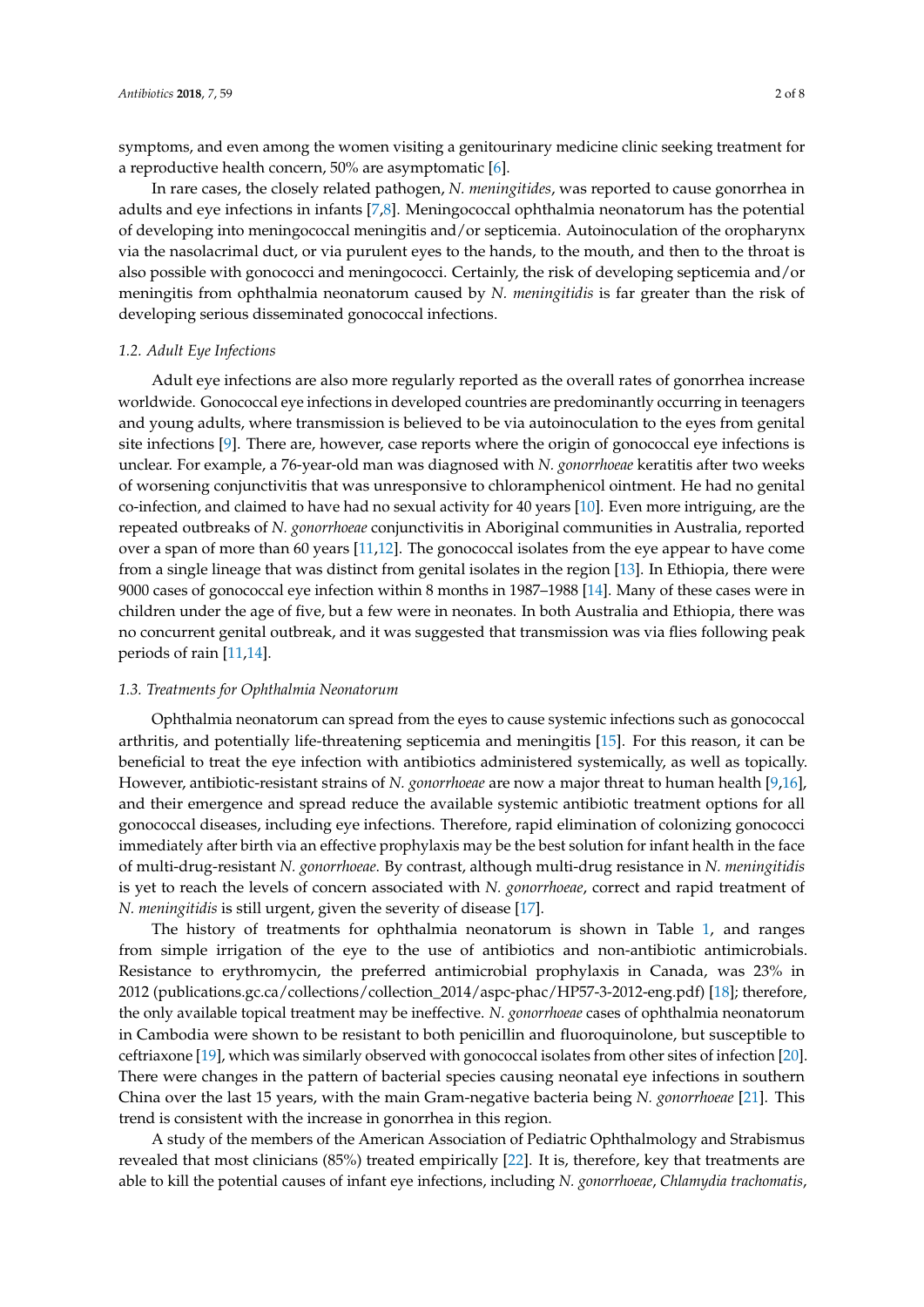symptoms, and even among the women visiting a genitourinary medicine clinic seeking treatment for a reproductive health concern, 50% are asymptomatic [6].

In rare cases, the closely related pathogen, *N. meningitides*, was reported to cause gonorrhea in adults and eye infections in infants [7,8]. Meningococcal ophthalmia neonatorum has the potential of developing into meningococcal meningitis and/or septicemia. Autoinoculation of the oropharynx via the nasolacrimal duct, or via purulent eyes to the hands, to the mouth, and then to the throat is also possible with gonococci and meningococci. Certainly, the risk of developing septicemia and/or meningitis from ophthalmia neonatorum caused by *N. meningitidis* is far greater than the risk of developing serious disseminated gonococcal infections.

### 1.2. Adult Eye Infections

Adult eye infections are also more regularly reported as the overall rates of gonorrhea increase worldwide. Gonococcal eye infections in developed countries are predominantly occurring in teenagers and young adults, where transmission is believed to be via autoinoculation to the eyes from genital site infections [9]. There are, however, case reports where the origin of gonococcal eye infections is unclear. For example, a 76-year-old man was diagnosed with *N. gonorrhoeae* keratitis after two weeks of worsening conjunctivitis that was unresponsive to chloramphenicol ointment. He had no genital co-infection, and claimed to have had no sexual activity for 40 years [10]. Even more intriguing, are the repeated outbreaks of *N. gonorrhoeae* conjunctivitis in Aboriginal communities in Australia, reported over a span of more than 60 years [11,12]. The gonococcal isolates from the eye appear to have come from a single lineage that was distinct from genital isolates in the region [13]. In Ethiopia, there were 9000 cases of gonococcal eye infection within 8 months in 1987–1988 [14]. Many of these cases were in children under the age of five, but a few were in neonates. In both Australia and Ethiopia, there was no concurrent genital outbreak, and it was suggested that transmission was via flies following peak periods of rain [11,14].

### 1.3. Treatments for Ophthalmia Neonatorum

Ophthalmia neonatorum can spread from the eyes to cause systemic infections such as gonococcal arthritis, and potentially life-threatening septicemia and meningitis [15]. For this reason, it can be beneficial to treat the eye infection with antibiotics administered systemically, as well as topically. However, antibiotic-resistant strains of *N. gonorrhoeae* are now a major threat to human health [9,16], and their emergence and spread reduce the available systemic antibiotic treatment options for all gonococcal diseases, including eye infections. Therefore, rapid elimination of colonizing gonococci immediately after birth via an effective prophylaxis may be the best solution for infant health in the face of multi-drug-resistant *N. gonorrhoeae*. By contrast, although multi-drug resistance in *N. meningitidis* is yet to reach the levels of concern associated with *N. gonorrhoeae*, correct and rapid treatment of *N. meningitidis* is still urgent, given the severity of disease [17].

The history of treatments for ophthalmia neonatorum is shown in Table 1, and ranges from simple irrigation of the eye to the use of antibiotics and non-antibiotic antimicrobials. Resistance to erythromycin, the preferred antimicrobial prophylaxis in Canada, was 23% in 2012 (publications.gc.ca/collections/collection_2014/aspc-phac/HP57-3-2012-eng.pdf) [18]; therefore, the only available topical treatment may be ineffective. *N. gonorrhoeae* cases of ophthalmia neonatorum in Cambodia were shown to be resistant to both penicillin and fluoroquinolone, but susceptible to ceftriaxone [19], which was similarly observed with gonococcal isolates from other sites of infection [20]. There were changes in the pattern of bacterial species causing neonatal eye infections in southern China over the last 15 years, with the main Gram-negative bacteria being *N. gonorrhoeae* [21]. This trend is consistent with the increase in gonorrhea in this region.

A study of the members of the American Association of Pediatric Ophthalmology and Strabismus revealed that most clinicians (85%) treated empirically [22]. It is, therefore, key that treatments are able to kill the potential causes of infant eye infections, including *N. gonorrhoeae*, *Chlamydia trachomatis*,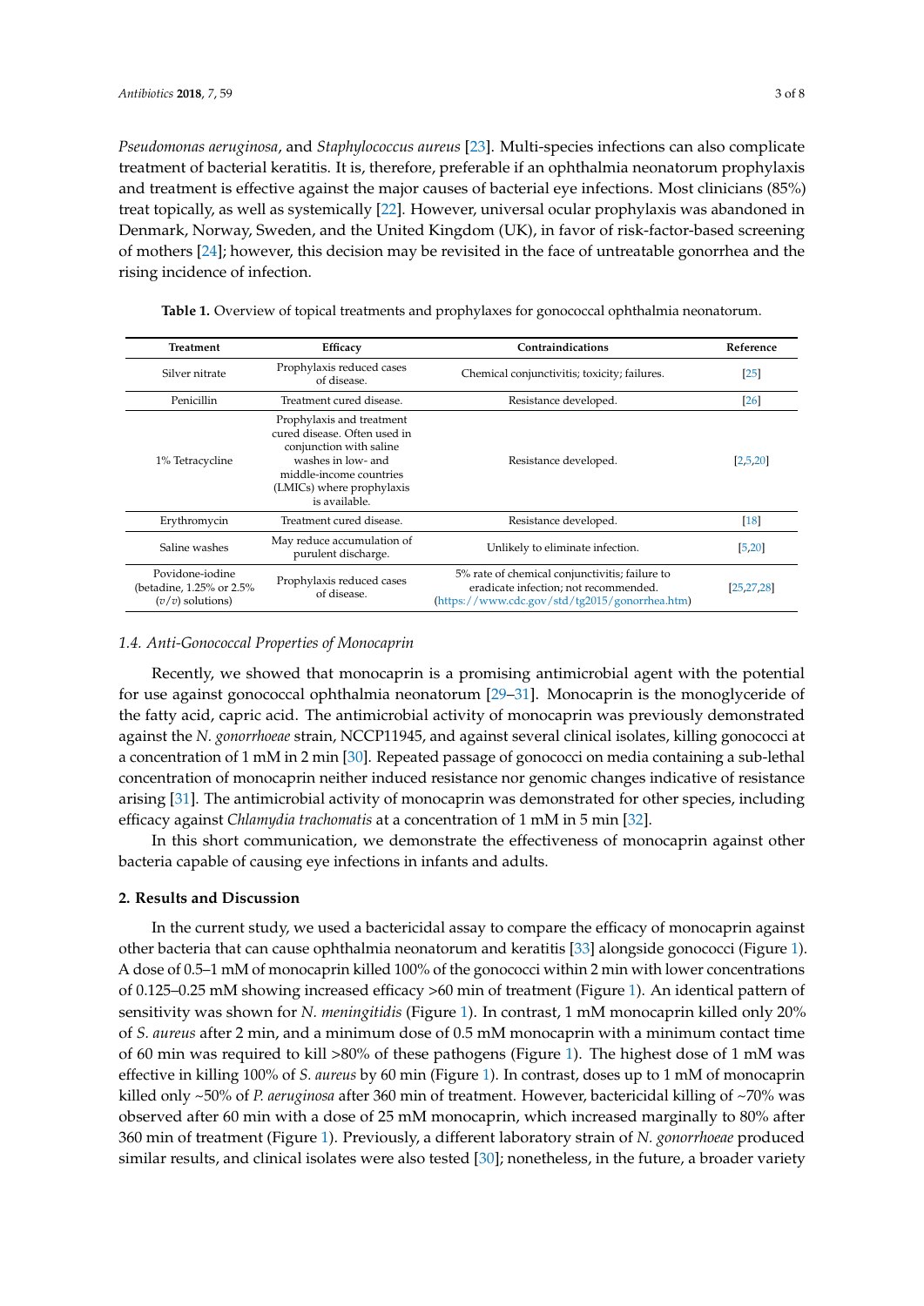*Pseudomonas aeruginosa*, and *Staphylococcus aureus* [23]. Multi-species infections can also complicate treatment of bacterial keratitis. It is, therefore, preferable if an ophthalmia neonatorum prophylaxis and treatment is effective against the major causes of bacterial eye infections. Most clinicians (85%) treat topically, as well as systemically [22]. However, universal ocular prophylaxis was abandoned in Denmark, Norway, Sweden, and the United Kingdom (UK), in favor of risk-factor-based screening of mothers [24]; however, this decision may be revisited in the face of untreatable gonorrhea and the rising incidence of infection.

**Table 1.** Overview of topical treatments and prophylaxes for gonococcal ophthalmia neonatorum.

| Treatment | Efficacy | Contraindications | Reference |
|---|---|---|---|
| Silver nitrate | Prophylaxis reduced cases of disease. | Chemical conjunctivitis; toxicity; failures. | [25] |
| Penicillin | Treatment cured disease. | Resistance developed. | [26] |
| 1% Tetracycline | Prophylaxis and treatment cured disease. Often used in conjunction with saline washes in low- and middle-income countries (LMICs) where prophylaxis is available. | Resistance developed. | [2,5,20] |
| Erythromycin | Treatment cured disease. | Resistance developed. | [18] |
| Saline washes | May reduce accumulation of purulent discharge. | Unlikely to eliminate infection. | [5,20] |
| Povidone-iodine (betadine, 1.25% or 2.5% (*v*/*v*) solutions) | Prophylaxis reduced cases of disease. | 5% rate of chemical conjunctivitis; failure to eradicate infection; not recommended. (https://www.cdc.gov/std/tg2015/gonorrhea.htm) | [25,27,28] |

### 1.4. Anti-Gonococcal Properties of Monocaprin

Recently, we showed that monocaprin is a promising antimicrobial agent with the potential for use against gonococcal ophthalmia neonatorum [29–31]. Monocaprin is the monoglyceride of the fatty acid, capric acid. The antimicrobial activity of monocaprin was previously demonstrated against the *N. gonorrhoeae* strain, NCCP11945, and against several clinical isolates, killing gonococci at a concentration of 1 mM in 2 min [30]. Repeated passage of gonococci on media containing a sub-lethal concentration of monocaprin neither induced resistance nor genomic changes indicative of resistance arising [31]. The antimicrobial activity of monocaprin was demonstrated for other species, including efficacy against *Chlamydia trachomatis* at a concentration of 1 mM in 5 min [32].

In this short communication, we demonstrate the effectiveness of monocaprin against other bacteria capable of causing eye infections in infants and adults.

## 2. Results and Discussion

In the current study, we used a bactericidal assay to compare the efficacy of monocaprin against other bacteria that can cause ophthalmia neonatorum and keratitis [33] alongside gonococci (Figure 1). A dose of 0.5–1 mM of monocaprin killed 100% of the gonococci within 2 min with lower concentrations of 0.125–0.25 mM showing increased efficacy >60 min of treatment (Figure 1). An identical pattern of sensitivity was shown for *N. meningitidis* (Figure 1). In contrast, 1 mM monocaprin killed only 20% of *S. aureus* after 2 min, and a minimum dose of 0.5 mM monocaprin with a minimum contact time of 60 min was required to kill >80% of these pathogens (Figure 1). The highest dose of 1 mM was effective in killing 100% of *S. aureus* by 60 min (Figure 1). In contrast, doses up to 1 mM of monocaprin killed only ~50% of *P. aeruginosa* after 360 min of treatment. However, bactericidal killing of ~70% was observed after 60 min with a dose of 25 mM monocaprin, which increased marginally to 80% after 360 min of treatment (Figure 1). Previously, a different laboratory strain of *N. gonorrhoeae* produced similar results, and clinical isolates were also tested [30]; nonetheless, in the future, a broader variety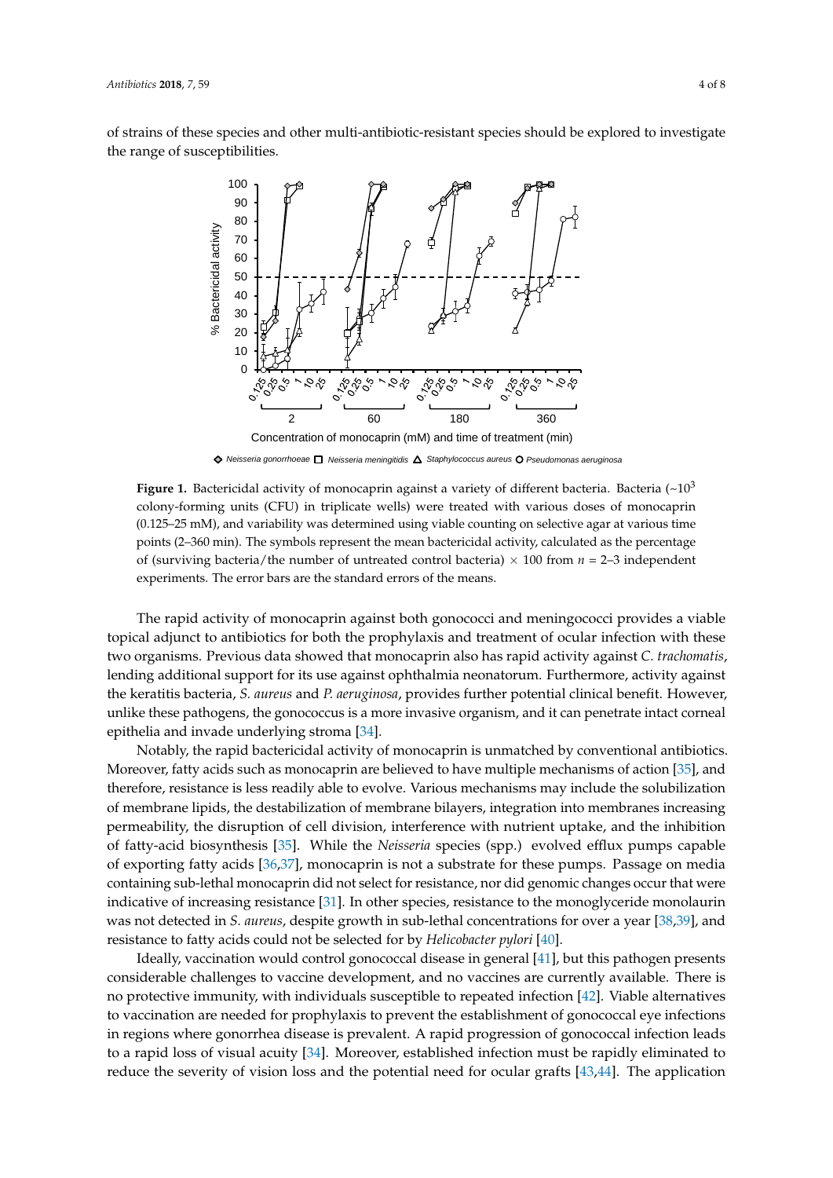of strains of these species and other multi-antibiotic-resistant species should be explored to investigate the range of susceptibilities.

**Figure 1.** Bactericidal activity of monocaprin against a variety of different bacteria. Bacteria (~$10^3$ colony-forming units (CFU) in triplicate wells) were treated with various doses of monocaprin (0.125–25 mM), and variability was determined using viable counting on selective agar at various time points (2–360 min). The symbols represent the mean bactericidal activity, calculated as the percentage of (surviving bacteria/the number of untreated control bacteria) × 100 from $n$ = 2–3 independent experiments. The error bars are the standard errors of the means.

The rapid activity of monocaprin against both gonococci and meningococci provides a viable topical adjunct to antibiotics for both the prophylaxis and treatment of ocular infection with these two organisms. Previous data showed that monocaprin also has rapid activity against *C. trachomatis*, lending additional support for its use against ophthalmia neonatorum. Furthermore, activity against the keratitis bacteria, *S. aureus* and *P. aeruginosa*, provides further potential clinical benefit. However, unlike these pathogens, the gonococcus is a more invasive organism, and it can penetrate intact corneal epithelia and invade underlying stroma [34].

Notably, the rapid bactericidal activity of monocaprin is unmatched by conventional antibiotics. Moreover, fatty acids such as monocaprin are believed to have multiple mechanisms of action [35], and therefore, resistance is less readily able to evolve. Various mechanisms may include the solubilization of membrane lipids, the destabilization of membrane bilayers, integration into membranes increasing permeability, the disruption of cell division, interference with nutrient uptake, and the inhibition of fatty-acid biosynthesis [35]. While the *Neisseria* species (spp.) evolved efflux pumps capable of exporting fatty acids [36,37], monocaprin is not a substrate for these pumps. Passage on media containing sub-lethal monocaprin did not select for resistance, nor did genomic changes occur that were indicative of increasing resistance [31]. In other species, resistance to the monoglyceride monolaurin was not detected in *S. aureus*, despite growth in sub-lethal concentrations for over a year [38,39], and resistance to fatty acids could not be selected for by *Helicobacter pylori* [40].

Ideally, vaccination would control gonococcal disease in general [41], but this pathogen presents considerable challenges to vaccine development, and no vaccines are currently available. There is no protective immunity, with individuals susceptible to repeated infection [42]. Viable alternatives to vaccination are needed for prophylaxis to prevent the establishment of gonococcal eye infections in regions where gonorrhea disease is prevalent. A rapid progression of gonococcal infection leads to a rapid loss of visual acuity [34]. Moreover, established infection must be rapidly eliminated to reduce the severity of vision loss and the potential need for ocular grafts [43,44]. The application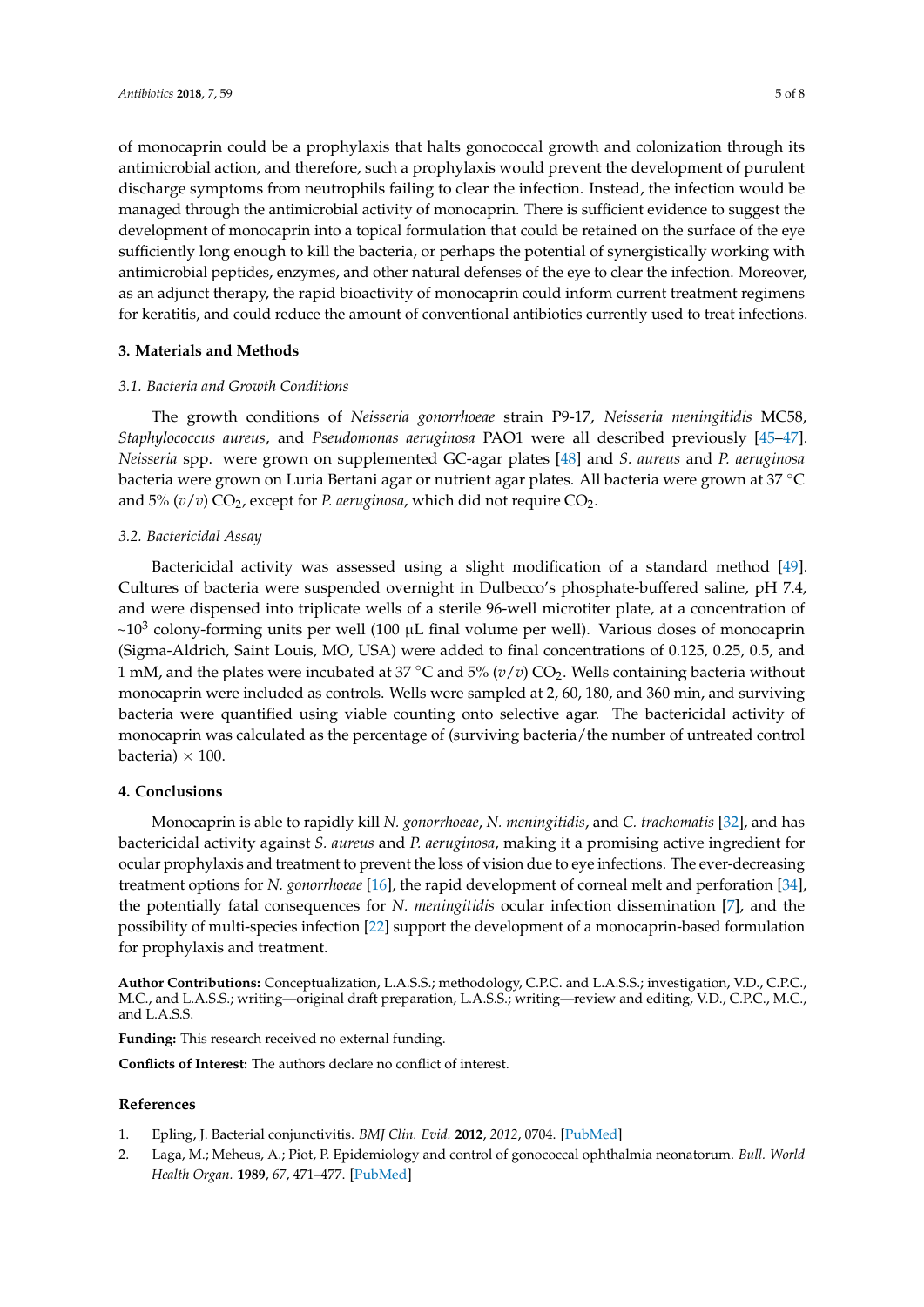of monocaprin could be a prophylaxis that halts gonococcal growth and colonization through its antimicrobial action, and therefore, such a prophylaxis would prevent the development of purulent discharge symptoms from neutrophils failing to clear the infection. Instead, the infection would be managed through the antimicrobial activity of monocaprin. There is sufficient evidence to suggest the development of monocaprin into a topical formulation that could be retained on the surface of the eye sufficiently long enough to kill the bacteria, or perhaps the potential of synergistically working with antimicrobial peptides, enzymes, and other natural defenses of the eye to clear the infection. Moreover, as an adjunct therapy, the rapid bioactivity of monocaprin could inform current treatment regimens for keratitis, and could reduce the amount of conventional antibiotics currently used to treat infections.

## 3. Materials and Methods

### 3.1. Bacteria and Growth Conditions

The growth conditions of *Neisseria gonorrhoeae* strain P9-17, *Neisseria meningitidis* MC58, *Staphylococcus aureus*, and *Pseudomonas aeruginosa* PAO1 were all described previously [45–47]. *Neisseria* spp. were grown on supplemented GC-agar plates [48] and *S. aureus* and *P. aeruginosa* bacteria were grown on Luria Bertani agar or nutrient agar plates. All bacteria were grown at 37 °C and 5% ($v/v$) $CO_2$, except for *P. aeruginosa*, which did not require $CO_2$.

### 3.2. Bactericidal Assay

Bactericidal activity was assessed using a slight modification of a standard method [49]. Cultures of bacteria were suspended overnight in Dulbecco's phosphate-buffered saline, pH 7.4, and were dispensed into triplicate wells of a sterile 96-well microtiter plate, at a concentration of ~$10^3$ colony-forming units per well (100 μL final volume per well). Various doses of monocaprin (Sigma-Aldrich, Saint Louis, MO, USA) were added to final concentrations of 0.125, 0.25, 0.5, and 1 mM, and the plates were incubated at 37 °C and 5% ($v/v$) $CO_2$. Wells containing bacteria without monocaprin were included as controls. Wells were sampled at 2, 60, 180, and 360 min, and surviving bacteria were quantified using viable counting onto selective agar. The bactericidal activity of monocaprin was calculated as the percentage of (surviving bacteria/the number of untreated control bacteria) × 100.

## 4. Conclusions

Monocaprin is able to rapidly kill *N. gonorrhoeae*, *N. meningitidis*, and *C. trachomatis* [32], and has bactericidal activity against *S. aureus* and *P. aeruginosa*, making it a promising active ingredient for ocular prophylaxis and treatment to prevent the loss of vision due to eye infections. The ever-decreasing treatment options for *N. gonorrhoeae* [16], the rapid development of corneal melt and perforation [34], the potentially fatal consequences for *N. meningitidis* ocular infection dissemination [7], and the possibility of multi-species infection [22] support the development of a monocaprin-based formulation for prophylaxis and treatment.

**Author Contributions:** Conceptualization, L.A.S.S.; methodology, C.P.C. and L.A.S.S.; investigation, V.D., C.P.C., M.C., and L.A.S.S.; writing—original draft preparation, L.A.S.S.; writing—review and editing, V.D., C.P.C., M.C., and L.A.S.S.

**Funding:** This research received no external funding.

**Conflicts of Interest:** The authors declare no conflict of interest.

## References

1. Epling, J. Bacterial conjunctivitis. *BMJ Clin. Evid.* **2012**, *2012*, 0704. [PubMed]
2. Laga, M.; Meheus, A.; Piot, P. Epidemiology and control of gonococcal ophthalmia neonatorum. *Bull. World Health Organ.* **1989**, *67*, 471–477. [PubMed]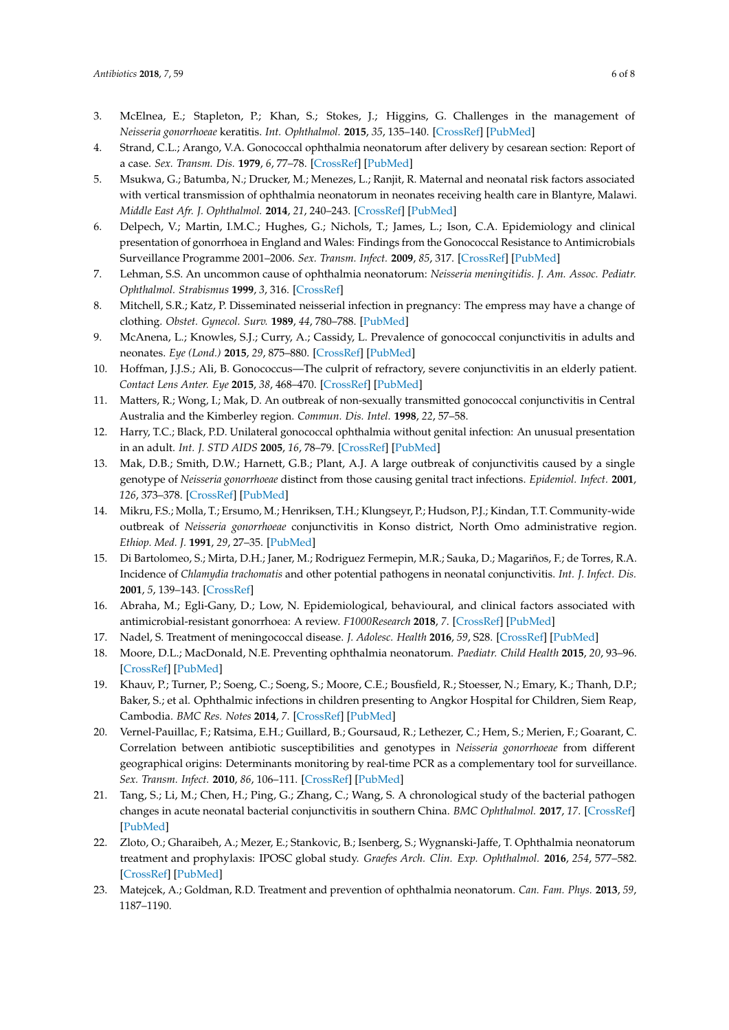3. McElnea, E.; Stapleton, P.; Khan, S.; Stokes, J.; Higgins, G. Challenges in the management of *Neisseria gonorrhoeae* keratitis. *Int. Ophthalmol.* **2015**, *35*, 135–140. [CrossRef] [PubMed]
4. Strand, C.L.; Arango, V.A. Gonococcal ophthalmia neonatorum after delivery by cesarean section: Report of a case. *Sex. Transm. Dis.* **1979**, *6*, 77–78. [CrossRef] [PubMed]
5. Msukwa, G.; Batumba, N.; Drucker, M.; Menezes, L.; Ranjit, R. Maternal and neonatal risk factors associated with vertical transmission of ophthalmia neonatorum in neonates receiving health care in Blantyre, Malawi. *Middle East Afr. J. Ophthalmol.* **2014**, *21*, 240–243. [CrossRef] [PubMed]
6. Delpech, V.; Martin, I.M.C.; Hughes, G.; Nichols, T.; James, L.; Ison, C.A. Epidemiology and clinical presentation of gonorrhoea in England and Wales: Findings from the Gonococcal Resistance to Antimicrobials Surveillance Programme 2001–2006. *Sex. Transm. Infect.* **2009**, *85*, 317. [CrossRef] [PubMed]
7. Lehman, S.S. An uncommon cause of ophthalmia neonatorum: *Neisseria meningitidis*. *J. Am. Assoc. Pediatr. Ophthalmol. Strabismus* **1999**, *3*, 316. [CrossRef]
8. Mitchell, S.R.; Katz, P. Disseminated neisserial infection in pregnancy: The empress may have a change of clothing. *Obstet. Gynecol. Surv.* **1989**, *44*, 780–788. [PubMed]
9. McAnena, L.; Knowles, S.J.; Curry, A.; Cassidy, L. Prevalence of gonococcal conjunctivitis in adults and neonates. *Eye (Lond.)* **2015**, *29*, 875–880. [CrossRef] [PubMed]
10. Hoffman, J.J.S.; Ali, B. Gonococcus—The culprit of refractory, severe conjunctivitis in an elderly patient. *Contact Lens Anter. Eye* **2015**, *38*, 468–470. [CrossRef] [PubMed]
11. Matters, R.; Wong, I.; Mak, D. An outbreak of non-sexually transmitted gonococcal conjunctivitis in Central Australia and the Kimberley region. *Commun. Dis. Intel.* **1998**, *22*, 57–58.
12. Harry, T.C.; Black, P.D. Unilateral gonococcal ophthalmia without genital infection: An unusual presentation in an adult. *Int. J. STD AIDS* **2005**, *16*, 78–79. [CrossRef] [PubMed]
13. Mak, D.B.; Smith, D.W.; Harnett, G.B.; Plant, A.J. A large outbreak of conjunctivitis caused by a single genotype of *Neisseria gonorrhoeae* distinct from those causing genital tract infections. *Epidemiol. Infect.* **2001**, *126*, 373–378. [CrossRef] [PubMed]
14. Mikru, F.S.; Molla, T.; Ersumo, M.; Henriksen, T.H.; Klungseyr, P.; Hudson, P.J.; Kindan, T.T. Community-wide outbreak of *Neisseria gonorrhoeae* conjunctivitis in Konso district, North Omo administrative region. *Ethiop. Med. J.* **1991**, *29*, 27–35. [PubMed]
15. Di Bartolomeo, S.; Mirta, D.H.; Janer, M.; Rodriguez Fermepin, M.R.; Sauka, D.; Magariños, F.; de Torres, R.A. Incidence of *Chlamydia trachomatis* and other potential pathogens in neonatal conjunctivitis. *Int. J. Infect. Dis.* **2001**, *5*, 139–143. [CrossRef]
16. Abraha, M.; Egli-Gany, D.; Low, N. Epidemiological, behavioural, and clinical factors associated with antimicrobial-resistant gonorrhoea: A review. *F1000Research* **2018**, *7*. [CrossRef] [PubMed]
17. Nadel, S. Treatment of meningococcal disease. *J. Adolesc. Health* **2016**, *59*, S28. [CrossRef] [PubMed]
18. Moore, D.L.; MacDonald, N.E. Preventing ophthalmia neonatorum. *Paediatr. Child Health* **2015**, *20*, 93–96. [CrossRef] [PubMed]
19. Khauv, P.; Turner, P.; Soeng, C.; Soeng, S.; Moore, C.E.; Bousfield, R.; Stoesser, N.; Emary, K.; Thanh, D.P.; Baker, S.; et al. Ophthalmic infections in children presenting to Angkor Hospital for Children, Siem Reap, Cambodia. *BMC Res. Notes* **2014**, *7*. [CrossRef] [PubMed]
20. Vernel-Pauillac, F.; Ratsima, E.H.; Guillard, B.; Goursaud, R.; Lethezer, C.; Hem, S.; Merien, F.; Goarant, C. Correlation between antibiotic susceptibilities and genotypes in *Neisseria gonorrhoeae* from different geographical origins: Determinants monitoring by real-time PCR as a complementary tool for surveillance. *Sex. Transm. Infect.* **2010**, *86*, 106–111. [CrossRef] [PubMed]
21. Tang, S.; Li, M.; Chen, H.; Ping, G.; Zhang, C.; Wang, S. A chronological study of the bacterial pathogen changes in acute neonatal bacterial conjunctivitis in southern China. *BMC Ophthalmol.* **2017**, *17*. [CrossRef] [PubMed]
22. Zloto, O.; Gharaibeh, A.; Mezer, E.; Stankovic, B.; Isenberg, S.; Wygnanski-Jaffe, T. Ophthalmia neonatorum treatment and prophylaxis: IPOSC global study. *Graefes Arch. Clin. Exp. Ophthalmol.* **2016**, *254*, 577–582. [CrossRef] [PubMed]
23. Matejcek, A.; Goldman, R.D. Treatment and prevention of ophthalmia neonatorum. *Can. Fam. Phys.* **2013**, *59*, 1187–1190.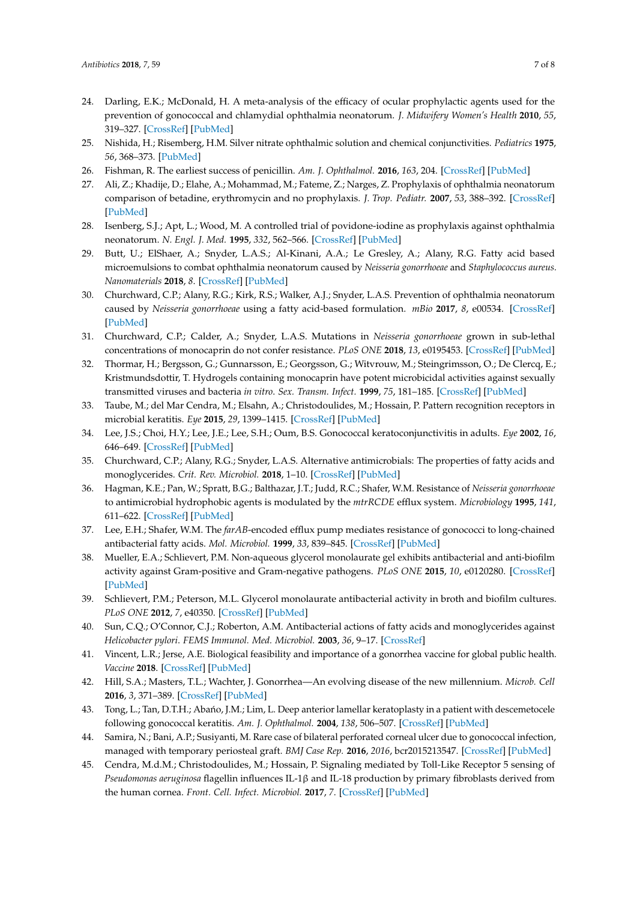24. Darling, E.K.; McDonald, H. A meta-analysis of the efficacy of ocular prophylactic agents used for the prevention of gonococcal and chlamydial ophthalmia neonatorum. *J. Midwifery Women's Health* **2010**, *55*, 319–327. [CrossRef] [PubMed]
25. Nishida, H.; Risemberg, H.M. Silver nitrate ophthalmic solution and chemical conjunctivities. *Pediatrics* **1975**, *56*, 368–373. [PubMed]
26. Fishman, R. The earliest success of penicillin. *Am. J. Ophthalmol.* **2016**, *163*, 204. [CrossRef] [PubMed]
27. Ali, Z.; Khadije, D.; Elahe, A.; Mohammad, M.; Fateme, Z.; Narges, Z. Prophylaxis of ophthalmia neonatorum comparison of betadine, erythromycin and no prophylaxis. *J. Trop. Pediatr.* **2007**, *53*, 388–392. [CrossRef] [PubMed]
28. Isenberg, S.J.; Apt, L.; Wood, M. A controlled trial of povidone-iodine as prophylaxis against ophthalmia neonatorum. *N. Engl. J. Med.* **1995**, *332*, 562–566. [CrossRef] [PubMed]
29. Butt, U.; ElShaer, A.; Snyder, L.A.S.; Al-Kinani, A.A.; Le Gresley, A.; Alany, R.G. Fatty acid based microemulsions to combat ophthalmia neonatorum caused by *Neisseria gonorrhoeae* and *Staphylococcus aureus*. *Nanomaterials* **2018**, *8*. [CrossRef] [PubMed]
30. Churchward, C.P.; Alany, R.G.; Kirk, R.S.; Walker, A.J.; Snyder, L.A.S. Prevention of ophthalmia neonatorum caused by *Neisseria gonorrhoeae* using a fatty acid-based formulation. *mBio* **2017**, *8*, e00534. [CrossRef] [PubMed]
31. Churchward, C.P.; Calder, A.; Snyder, L.A.S. Mutations in *Neisseria gonorrhoeae* grown in sub-lethal concentrations of monocaprin do not confer resistance. *PLoS ONE* **2018**, *13*, e0195453. [CrossRef] [PubMed]
32. Thormar, H.; Bergsson, G.; Gunnarsson, E.; Georgsson, G.; Witvrouw, M.; Steingrimsson, O.; De Clercq, E.; Kristmundsdottir, T. Hydrogels containing monocaprin have potent microbicidal activities against sexually transmitted viruses and bacteria *in vitro*. *Sex. Transm. Infect.* **1999**, *75*, 181–185. [CrossRef] [PubMed]
33. Taube, M.; del Mar Cendra, M.; Elsahn, A.; Christodoulides, M.; Hossain, P. Pattern recognition receptors in microbial keratitis. *Eye* **2015**, *29*, 1399–1415. [CrossRef] [PubMed]
34. Lee, J.S.; Choi, H.Y.; Lee, J.E.; Lee, S.H.; Oum, B.S. Gonococcal keratoconjunctivitis in adults. *Eye* **2002**, *16*, 646–649. [CrossRef] [PubMed]
35. Churchward, C.P.; Alany, R.G.; Snyder, L.A.S. Alternative antimicrobials: The properties of fatty acids and monoglycerides. *Crit. Rev. Microbiol.* **2018**, 1–10. [CrossRef] [PubMed]
36. Hagman, K.E.; Pan, W.; Spratt, B.G.; Balthazar, J.T.; Judd, R.C.; Shafer, W.M. Resistance of *Neisseria gonorrhoeae* to antimicrobial hydrophobic agents is modulated by the *mtrRCDE* efflux system. *Microbiology* **1995**, *141*, 611–622. [CrossRef] [PubMed]
37. Lee, E.H.; Shafer, W.M. The *farAB*-encoded efflux pump mediates resistance of gonococci to long-chained antibacterial fatty acids. *Mol. Microbiol.* **1999**, *33*, 839–845. [CrossRef] [PubMed]
38. Mueller, E.A.; Schlievert, P.M. Non-aqueous glycerol monolaurate gel exhibits antibacterial and anti-biofilm activity against Gram-positive and Gram-negative pathogens. *PLoS ONE* **2015**, *10*, e0120280. [CrossRef] [PubMed]
39. Schlievert, P.M.; Peterson, M.L. Glycerol monolaurate antibacterial activity in broth and biofilm cultures. *PLoS ONE* **2012**, *7*, e40350. [CrossRef] [PubMed]
40. Sun, C.Q.; O'Connor, C.J.; Roberton, A.M. Antibacterial actions of fatty acids and monoglycerides against *Helicobacter pylori*. *FEMS Immunol. Med. Microbiol.* **2003**, *36*, 9–17. [CrossRef]
41. Vincent, L.R.; Jerse, A.E. Biological feasibility and importance of a gonorrhea vaccine for global public health. *Vaccine* **2018**. [CrossRef] [PubMed]
42. Hill, S.A.; Masters, T.L.; Wachter, J. Gonorrhea—An evolving disease of the new millennium. *Microb. Cell* **2016**, *3*, 371–389. [CrossRef] [PubMed]
43. Tong, L.; Tan, D.T.H.; Abańo, J.M.; Lim, L. Deep anterior lamellar keratoplasty in a patient with descemetocele following gonococcal keratitis. *Am. J. Ophthalmol.* **2004**, *138*, 506–507. [CrossRef] [PubMed]
44. Samira, N.; Bani, A.P.; Susiyanti, M. Rare case of bilateral perforated corneal ulcer due to gonococcal infection, managed with temporary periosteal graft. *BMJ Case Rep.* **2016**, *2016*, bcr2015213547. [CrossRef] [PubMed]
45. Cendra, M.d.M.; Christodoulides, M.; Hossain, P. Signaling mediated by Toll-Like Receptor 5 sensing of *Pseudomonas aeruginosa* flagellin influences IL-1β and IL-18 production by primary fibroblasts derived from the human cornea. *Front. Cell. Infect. Microbiol.* **2017**, *7*. [CrossRef] [PubMed]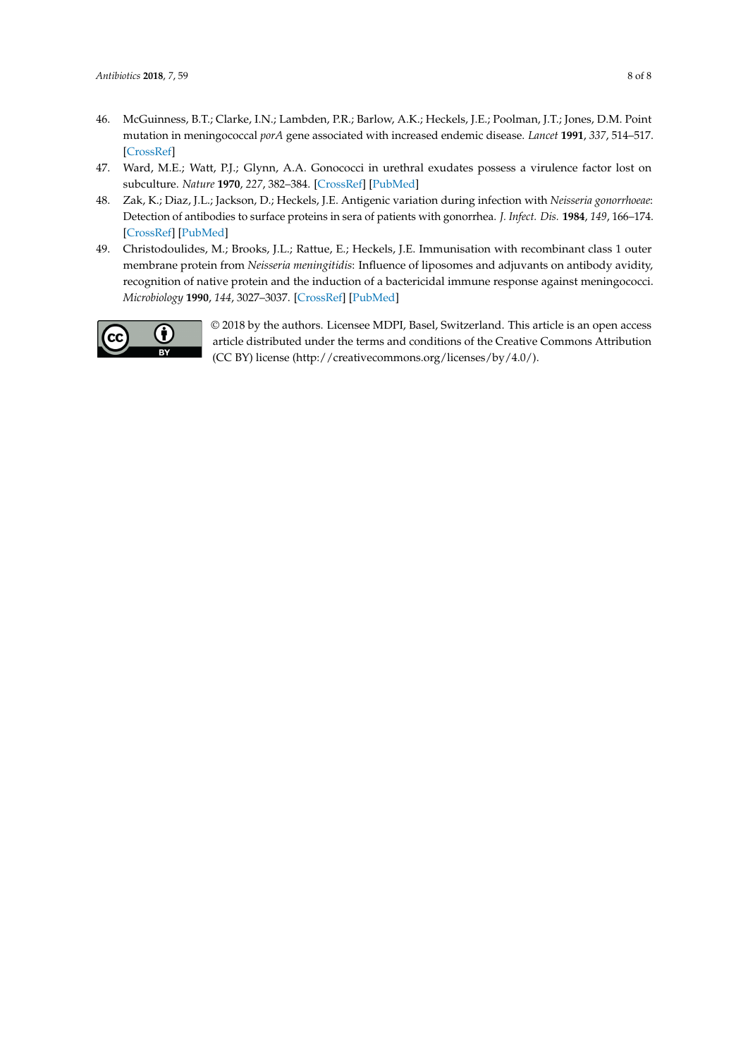46. McGuinness, B.T.; Clarke, I.N.; Lambden, P.R.; Barlow, A.K.; Heckels, J.E.; Poolman, J.T.; Jones, D.M. Point mutation in meningococcal *porA* gene associated with increased endemic disease. *Lancet* **1991**, *337*, 514–517. [CrossRef]
47. Ward, M.E.; Watt, P.J.; Glynn, A.A. Gonococci in urethral exudates possess a virulence factor lost on subculture. *Nature* **1970**, *227*, 382–384. [CrossRef] [PubMed]
48. Zak, K.; Diaz, J.L.; Jackson, D.; Heckels, J.E. Antigenic variation during infection with *Neisseria gonorrhoeae*: Detection of antibodies to surface proteins in sera of patients with gonorrhea. *J. Infect. Dis.* **1984**, *149*, 166–174. [CrossRef] [PubMed]
49. Christodoulides, M.; Brooks, J.L.; Rattue, E.; Heckels, J.E. Immunisation with recombinant class 1 outer membrane protein from *Neisseria meningitidis*: Influence of liposomes and adjuvants on antibody avidity, recognition of native protein and the induction of a bactericidal immune response against meningococci. *Microbiology* **1990**, *144*, 3027–3037. [CrossRef] [PubMed]

© 2018 by the authors. Licensee MDPI, Basel, Switzerland. This article is an open access article distributed under the terms and conditions of the Creative Commons Attribution (CC BY) license (http://creativecommons.org/licenses/by/4.0/).